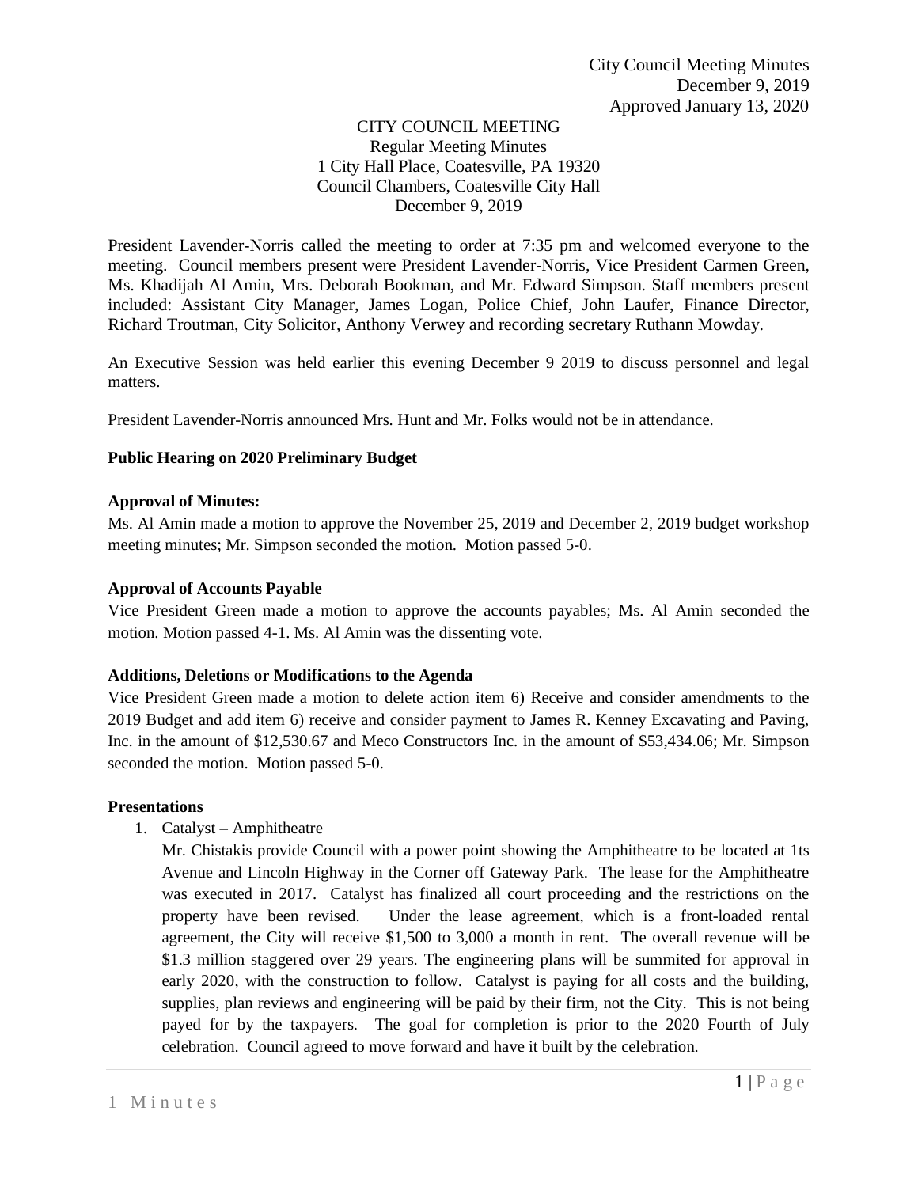City Council Meeting Minutes
December 9, 2019
Approved January 13, 2020

CITY COUNCIL MEETING
Regular Meeting Minutes
1 City Hall Place, Coatesville, PA 19320
Council Chambers, Coatesville City Hall
December 9, 2019

President Lavender-Norris called the meeting to order at 7:35 pm and welcomed everyone to the meeting. Council members present were President Lavender-Norris, Vice President Carmen Green, Ms. Khadijah Al Amin, Mrs. Deborah Bookman, and Mr. Edward Simpson. Staff members present included: Assistant City Manager, James Logan, Police Chief, John Laufer, Finance Director, Richard Troutman, City Solicitor, Anthony Verwey and recording secretary Ruthann Mowday.

An Executive Session was held earlier this evening December 9 2019 to discuss personnel and legal matters.

President Lavender-Norris announced Mrs. Hunt and Mr. Folks would not be in attendance.

**Public Hearing on 2020 Preliminary Budget**

**Approval of Minutes:**
Ms. Al Amin made a motion to approve the November 25, 2019 and December 2, 2019 budget workshop meeting minutes; Mr. Simpson seconded the motion. Motion passed 5-0.

**Approval of Accounts Payable**
Vice President Green made a motion to approve the accounts payables; Ms. Al Amin seconded the motion. Motion passed 4-1. Ms. Al Amin was the dissenting vote.

**Additions, Deletions or Modifications to the Agenda**
Vice President Green made a motion to delete action item 6) Receive and consider amendments to the 2019 Budget and add item 6) receive and consider payment to James R. Kenney Excavating and Paving, Inc. in the amount of $12,530.67 and Meco Constructors Inc. in the amount of $53,434.06; Mr. Simpson seconded the motion. Motion passed 5-0.

**Presentations**

1. Catalyst – Amphitheatre
   Mr. Chistakis provide Council with a power point showing the Amphitheatre to be located at 1ts Avenue and Lincoln Highway in the Corner off Gateway Park. The lease for the Amphitheatre was executed in 2017. Catalyst has finalized all court proceeding and the restrictions on the property have been revised. Under the lease agreement, which is a front-loaded rental agreement, the City will receive $1,500 to 3,000 a month in rent. The overall revenue will be $1.3 million staggered over 29 years. The engineering plans will be summited for approval in early 2020, with the construction to follow. Catalyst is paying for all costs and the building, supplies, plan reviews and engineering will be paid by their firm, not the City. This is not being payed for by the taxpayers. The goal for completion is prior to the 2020 Fourth of July celebration. Council agreed to move forward and have it built by the celebration.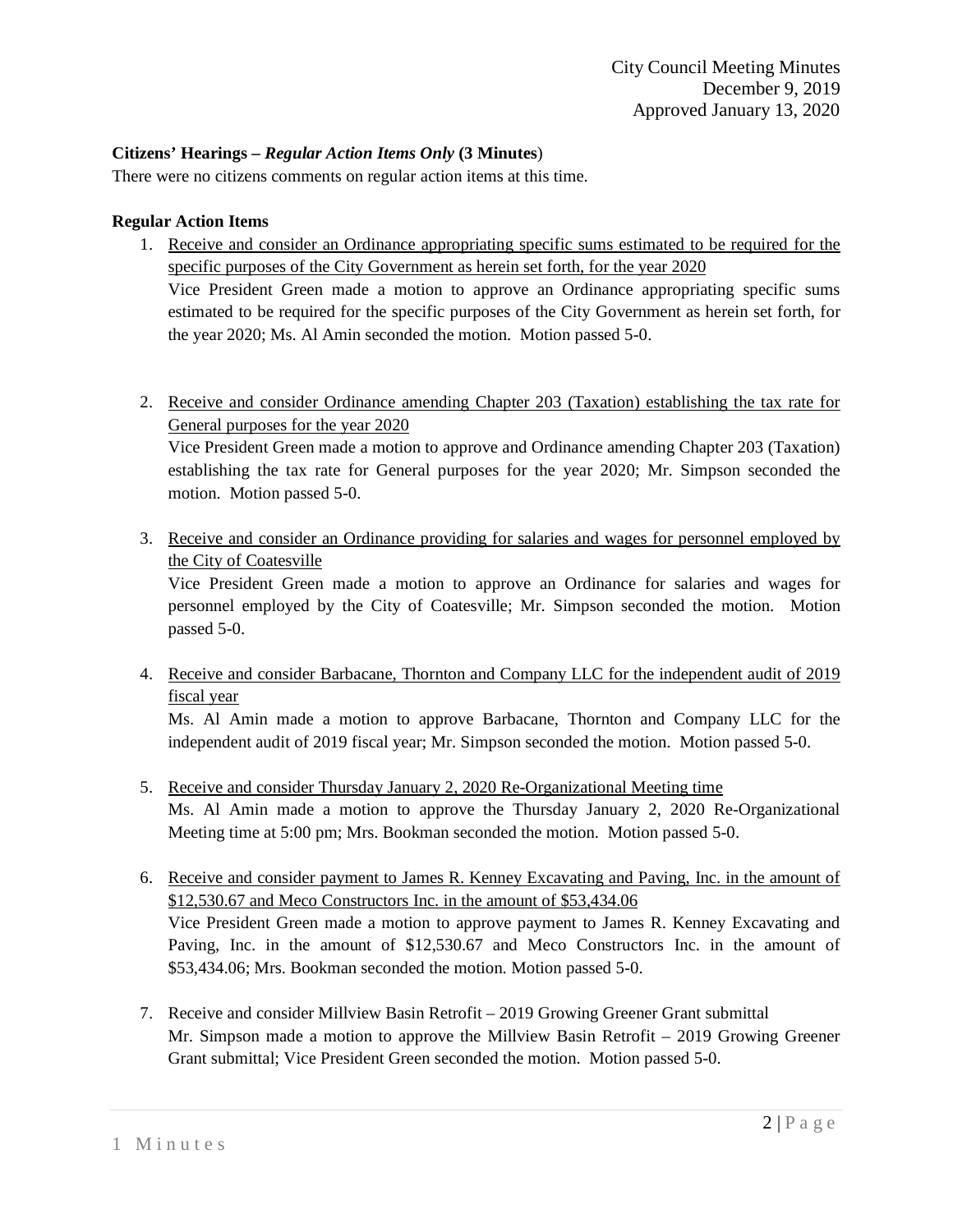**Citizens' Hearings –** ***Regular Action Items Only*** **(3 Minutes**)

There were no citizens comments on regular action items at this time.

**Regular Action Items**

1. Receive and consider an Ordinance appropriating specific sums estimated to be required for the specific purposes of the City Government as herein set forth, for the year 2020
   Vice President Green made a motion to approve an Ordinance appropriating specific sums estimated to be required for the specific purposes of the City Government as herein set forth, for the year 2020; Ms. Al Amin seconded the motion. Motion passed 5-0.

2. Receive and consider Ordinance amending Chapter 203 (Taxation) establishing the tax rate for General purposes for the year 2020
   Vice President Green made a motion to approve and Ordinance amending Chapter 203 (Taxation) establishing the tax rate for General purposes for the year 2020; Mr. Simpson seconded the motion. Motion passed 5-0.

3. Receive and consider an Ordinance providing for salaries and wages for personnel employed by the City of Coatesville
   Vice President Green made a motion to approve an Ordinance for salaries and wages for personnel employed by the City of Coatesville; Mr. Simpson seconded the motion. Motion passed 5-0.

4. Receive and consider Barbacane, Thornton and Company LLC for the independent audit of 2019 fiscal year
   Ms. Al Amin made a motion to approve Barbacane, Thornton and Company LLC for the independent audit of 2019 fiscal year; Mr. Simpson seconded the motion. Motion passed 5-0.

5. Receive and consider Thursday January 2, 2020 Re-Organizational Meeting time
   Ms. Al Amin made a motion to approve the Thursday January 2, 2020 Re-Organizational Meeting time at 5:00 pm; Mrs. Bookman seconded the motion. Motion passed 5-0.

6. Receive and consider payment to James R. Kenney Excavating and Paving, Inc. in the amount of $12,530.67 and Meco Constructors Inc. in the amount of $53,434.06
   Vice President Green made a motion to approve payment to James R. Kenney Excavating and Paving, Inc. in the amount of $12,530.67 and Meco Constructors Inc. in the amount of $53,434.06; Mrs. Bookman seconded the motion. Motion passed 5-0.

7. Receive and consider Millview Basin Retrofit – 2019 Growing Greener Grant submittal
   Mr. Simpson made a motion to approve the Millview Basin Retrofit – 2019 Growing Greener Grant submittal; Vice President Green seconded the motion. Motion passed 5-0.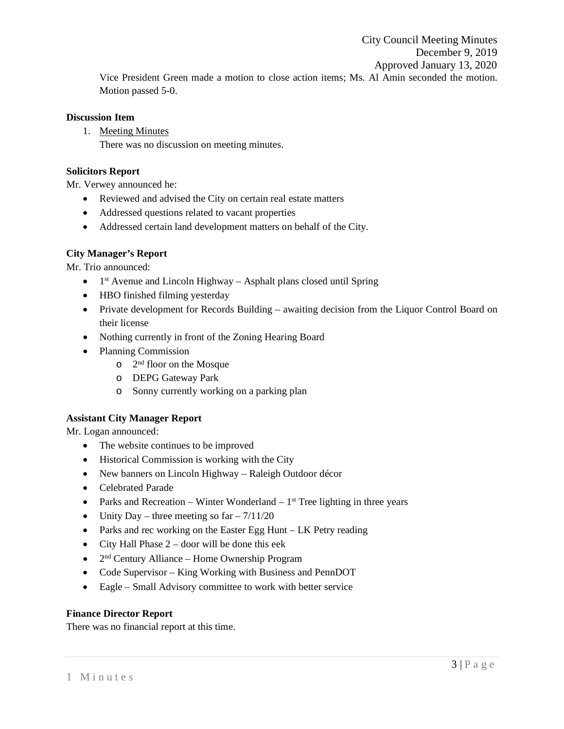Vice President Green made a motion to close action items; Ms. Al Amin seconded the motion. Motion passed 5-0.

**Discussion Item**

1. Meeting Minutes
   There was no discussion on meeting minutes.

**Solicitors Report**

Mr. Verwey announced he:

- Reviewed and advised the City on certain real estate matters
- Addressed questions related to vacant properties
- Addressed certain land development matters on behalf of the City.

**City Manager's Report**

Mr. Trio announced:

- 1st Avenue and Lincoln Highway – Asphalt plans closed until Spring
- HBO finished filming yesterday
- Private development for Records Building – awaiting decision from the Liquor Control Board on their license
- Nothing currently in front of the Zoning Hearing Board
- Planning Commission
  - 2nd floor on the Mosque
  - DEPG Gateway Park
  - Sonny currently working on a parking plan

**Assistant City Manager Report**

Mr. Logan announced:

- The website continues to be improved
- Historical Commission is working with the City
- New banners on Lincoln Highway – Raleigh Outdoor décor
- Celebrated Parade
- Parks and Recreation – Winter Wonderland – 1st Tree lighting in three years
- Unity Day – three meeting so far – 7/11/20
- Parks and rec working on the Easter Egg Hunt – LK Petry reading
- City Hall Phase 2 – door will be done this eek
- 2nd Century Alliance – Home Ownership Program
- Code Supervisor – King Working with Business and PennDOT
- Eagle – Small Advisory committee to work with better service

**Finance Director Report**

There was no financial report at this time.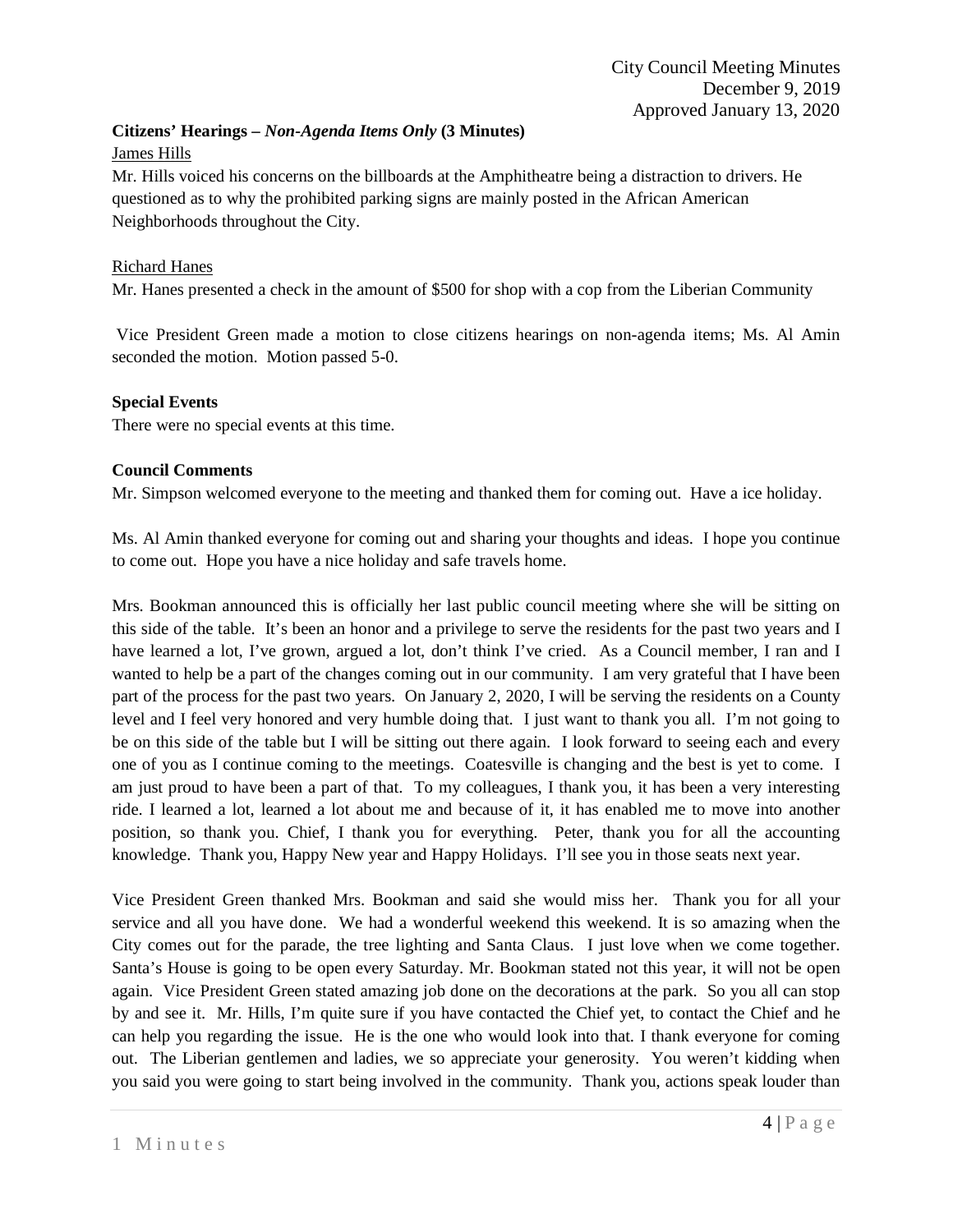**Citizens' Hearings –** ***Non-Agenda Items Only*** **(3 Minutes)**

<u>James Hills</u>

Mr. Hills voiced his concerns on the billboards at the Amphitheatre being a distraction to drivers. He questioned as to why the prohibited parking signs are mainly posted in the African American Neighborhoods throughout the City.

<u>Richard Hanes</u>

Mr. Hanes presented a check in the amount of $500 for shop with a cop from the Liberian Community

Vice President Green made a motion to close citizens hearings on non-agenda items; Ms. Al Amin seconded the motion. Motion passed 5-0.

**Special Events**

There were no special events at this time.

**Council Comments**

Mr. Simpson welcomed everyone to the meeting and thanked them for coming out. Have a ice holiday.

Ms. Al Amin thanked everyone for coming out and sharing your thoughts and ideas. I hope you continue to come out. Hope you have a nice holiday and safe travels home.

Mrs. Bookman announced this is officially her last public council meeting where she will be sitting on this side of the table. It's been an honor and a privilege to serve the residents for the past two years and I have learned a lot, I've grown, argued a lot, don't think I've cried. As a Council member, I ran and I wanted to help be a part of the changes coming out in our community. I am very grateful that I have been part of the process for the past two years. On January 2, 2020, I will be serving the residents on a County level and I feel very honored and very humble doing that. I just want to thank you all. I'm not going to be on this side of the table but I will be sitting out there again. I look forward to seeing each and every one of you as I continue coming to the meetings. Coatesville is changing and the best is yet to come. I am just proud to have been a part of that. To my colleagues, I thank you, it has been a very interesting ride. I learned a lot, learned a lot about me and because of it, it has enabled me to move into another position, so thank you. Chief, I thank you for everything. Peter, thank you for all the accounting knowledge. Thank you, Happy New year and Happy Holidays. I'll see you in those seats next year.

Vice President Green thanked Mrs. Bookman and said she would miss her. Thank you for all your service and all you have done. We had a wonderful weekend this weekend. It is so amazing when the City comes out for the parade, the tree lighting and Santa Claus. I just love when we come together. Santa's House is going to be open every Saturday. Mr. Bookman stated not this year, it will not be open again. Vice President Green stated amazing job done on the decorations at the park. So you all can stop by and see it. Mr. Hills, I'm quite sure if you have contacted the Chief yet, to contact the Chief and he can help you regarding the issue. He is the one who would look into that. I thank everyone for coming out. The Liberian gentlemen and ladies, we so appreciate your generosity. You weren't kidding when you said you were going to start being involved in the community. Thank you, actions speak louder than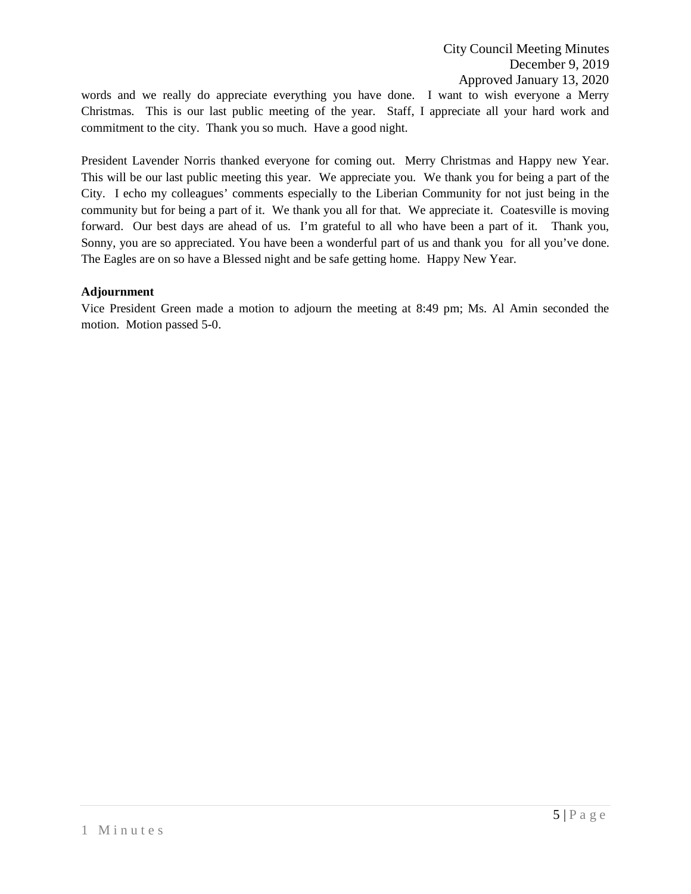words and we really do appreciate everything you have done. I want to wish everyone a Merry Christmas. This is our last public meeting of the year. Staff, I appreciate all your hard work and commitment to the city. Thank you so much. Have a good night.

President Lavender Norris thanked everyone for coming out. Merry Christmas and Happy new Year. This will be our last public meeting this year. We appreciate you. We thank you for being a part of the City. I echo my colleagues' comments especially to the Liberian Community for not just being in the community but for being a part of it. We thank you all for that. We appreciate it. Coatesville is moving forward. Our best days are ahead of us. I'm grateful to all who have been a part of it. Thank you, Sonny, you are so appreciated. You have been a wonderful part of us and thank you for all you've done. The Eagles are on so have a Blessed night and be safe getting home. Happy New Year.

**Adjournment**

Vice President Green made a motion to adjourn the meeting at 8:49 pm; Ms. Al Amin seconded the motion. Motion passed 5-0.